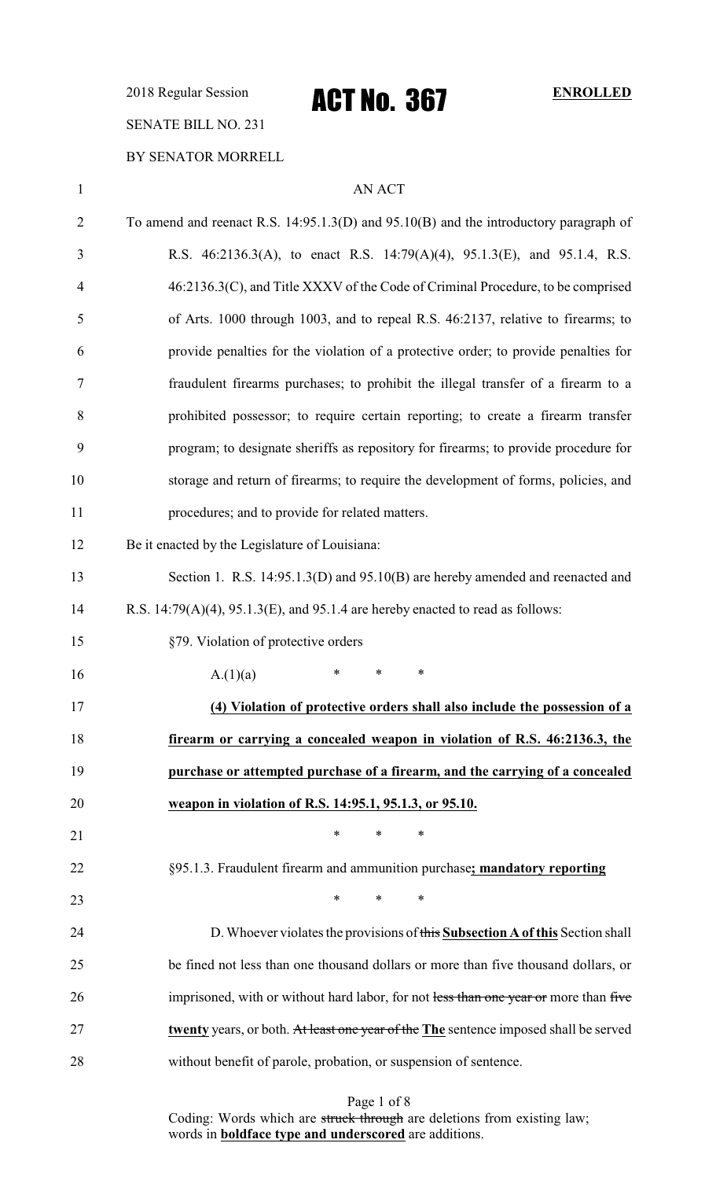2018 Regular Session

# ACT No. 367

**ENROLLED**

SENATE BILL NO. 231

BY SENATOR MORRELL

AN ACT

To amend and reenact R.S. 14:95.1.3(D) and 95.10(B) and the introductory paragraph of R.S. 46:2136.3(A), to enact R.S. 14:79(A)(4), 95.1.3(E), and 95.1.4, R.S. 46:2136.3(C), and Title XXXV of the Code of Criminal Procedure, to be comprised of Arts. 1000 through 1003, and to repeal R.S. 46:2137, relative to firearms; to provide penalties for the violation of a protective order; to provide penalties for fraudulent firearms purchases; to prohibit the illegal transfer of a firearm to a prohibited possessor; to require certain reporting; to create a firearm transfer program; to designate sheriffs as repository for firearms; to provide procedure for storage and return of firearms; to require the development of forms, policies, and procedures; and to provide for related matters.

Be it enacted by the Legislature of Louisiana:

Section 1. R.S. 14:95.1.3(D) and 95.10(B) are hereby amended and reenacted and R.S. 14:79(A)(4), 95.1.3(E), and 95.1.4 are hereby enacted to read as follows:

§79. Violation of protective orders

A.(1)(a) * * *

**(4) Violation of protective orders shall also include the possession of a firearm or carrying a concealed weapon in violation of R.S. 46:2136.3, the purchase or attempted purchase of a firearm, and the carrying of a concealed weapon in violation of R.S. 14:95.1, 95.1.3, or 95.10.**

\* \* \*

§95.1.3. Fraudulent firearm and ammunition purchase**; mandatory reporting**

\* \* \*

D. Whoever violates the provisions of ~~this~~ **Subsection A of this** Section shall be fined not less than one thousand dollars or more than five thousand dollars, or imprisoned, with or without hard labor, for not ~~less than one year or~~ more than ~~five~~ **twenty** years, or both. ~~At least one year of the~~ **The** sentence imposed shall be served without benefit of parole, probation, or suspension of sentence.

Coding: Words which are ~~struck through~~ are deletions from existing law; words in **boldface type and underscored** are additions.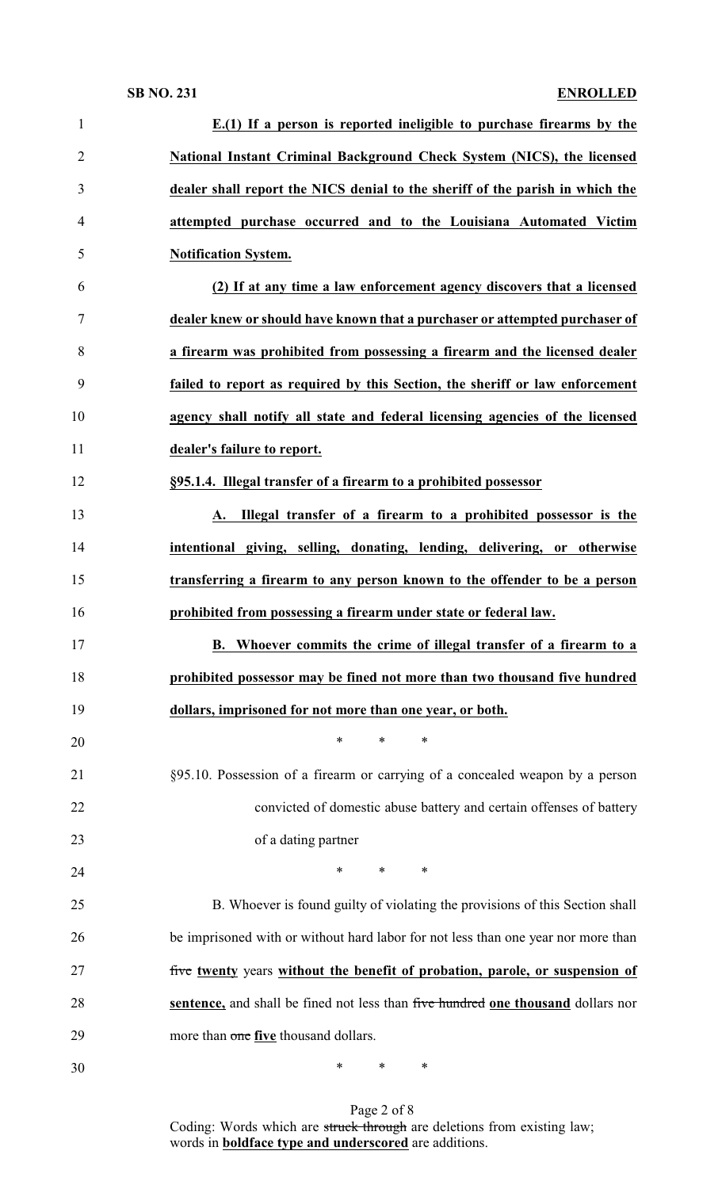**E.(1) If a person is reported ineligible to purchase firearms by the National Instant Criminal Background Check System (NICS), the licensed dealer shall report the NICS denial to the sheriff of the parish in which the attempted purchase occurred and to the Louisiana Automated Victim Notification System.**

**(2) If at any time a law enforcement agency discovers that a licensed dealer knew or should have known that a purchaser or attempted purchaser of a firearm was prohibited from possessing a firearm and the licensed dealer failed to report as required by this Section, the sheriff or law enforcement agency shall notify all state and federal licensing agencies of the licensed dealer's failure to report.**

**§95.1.4. Illegal transfer of a firearm to a prohibited possessor**

**A. Illegal transfer of a firearm to a prohibited possessor is the intentional giving, selling, donating, lending, delivering, or otherwise transferring a firearm to any person known to the offender to be a person prohibited from possessing a firearm under state or federal law.**

**B. Whoever commits the crime of illegal transfer of a firearm to a prohibited possessor may be fined not more than two thousand five hundred dollars, imprisoned for not more than one year, or both.**

\* \* \*

§95.10. Possession of a firearm or carrying of a concealed weapon by a person convicted of domestic abuse battery and certain offenses of battery of a dating partner

\* \* \*

B. Whoever is found guilty of violating the provisions of this Section shall be imprisoned with or without hard labor for not less than one year nor more than ~~five~~ **twenty** years **without the benefit of probation, parole, or suspension of sentence,** and shall be fined not less than ~~five hundred~~ **one thousand** dollars nor more than ~~one~~ **five** thousand dollars.

\* \* \*

Coding: Words which are ~~struck through~~ are deletions from existing law; words in **boldface type and underscored** are additions.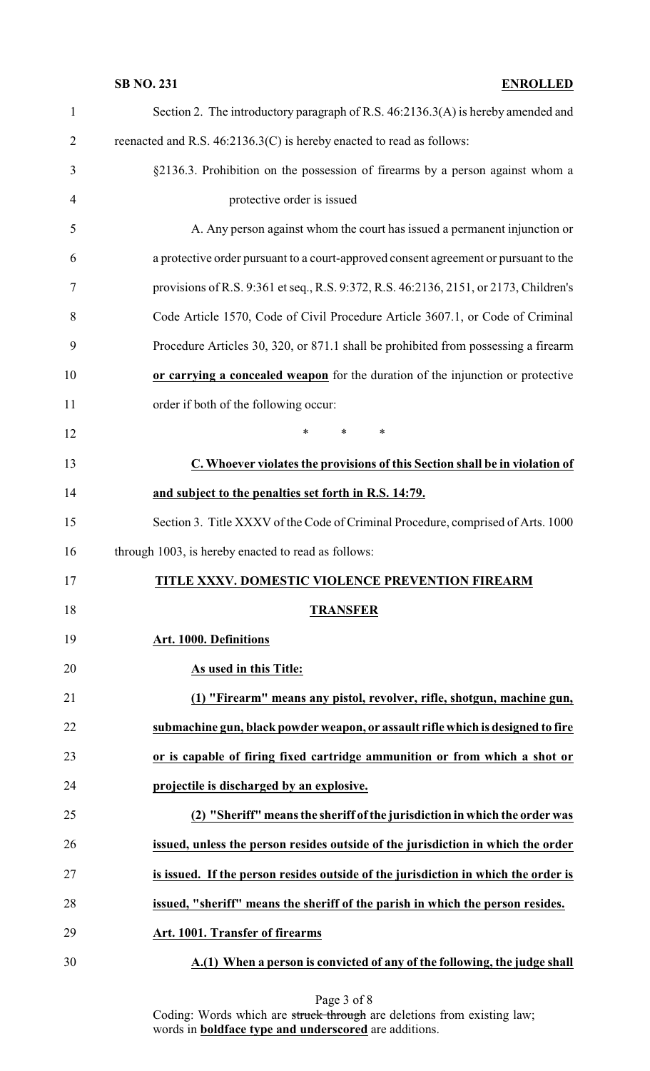Section 2. The introductory paragraph of R.S. 46:2136.3(A) is hereby amended and reenacted and R.S. 46:2136.3(C) is hereby enacted to read as follows:

§2136.3. Prohibition on the possession of firearms by a person against whom a protective order is issued

A. Any person against whom the court has issued a permanent injunction or a protective order pursuant to a court-approved consent agreement or pursuant to the provisions of R.S. 9:361 et seq., R.S. 9:372, R.S. 46:2136, 2151, or 2173, Children's Code Article 1570, Code of Civil Procedure Article 3607.1, or Code of Criminal Procedure Articles 30, 320, or 871.1 shall be prohibited from possessing a firearm **or carrying a concealed weapon** for the duration of the injunction or protective order if both of the following occur:

\* \* \*

**C. Whoever violates the provisions of this Section shall be in violation of and subject to the penalties set forth in R.S. 14:79.**

Section 3. Title XXXV of the Code of Criminal Procedure, comprised of Arts. 1000 through 1003, is hereby enacted to read as follows:

**TITLE XXXV. DOMESTIC VIOLENCE PREVENTION FIREARM TRANSFER**

**Art. 1000. Definitions**

**As used in this Title:**

**(1) "Firearm" means any pistol, revolver, rifle, shotgun, machine gun, submachine gun, black powder weapon, or assault rifle which is designed to fire or is capable of firing fixed cartridge ammunition or from which a shot or projectile is discharged by an explosive.**

**(2) "Sheriff" means the sheriff of the jurisdiction in which the order was issued, unless the person resides outside of the jurisdiction in which the order is issued. If the person resides outside of the jurisdiction in which the order is issued, "sheriff" means the sheriff of the parish in which the person resides.**

**Art. 1001. Transfer of firearms**

**A.(1) When a person is convicted of any of the following, the judge shall**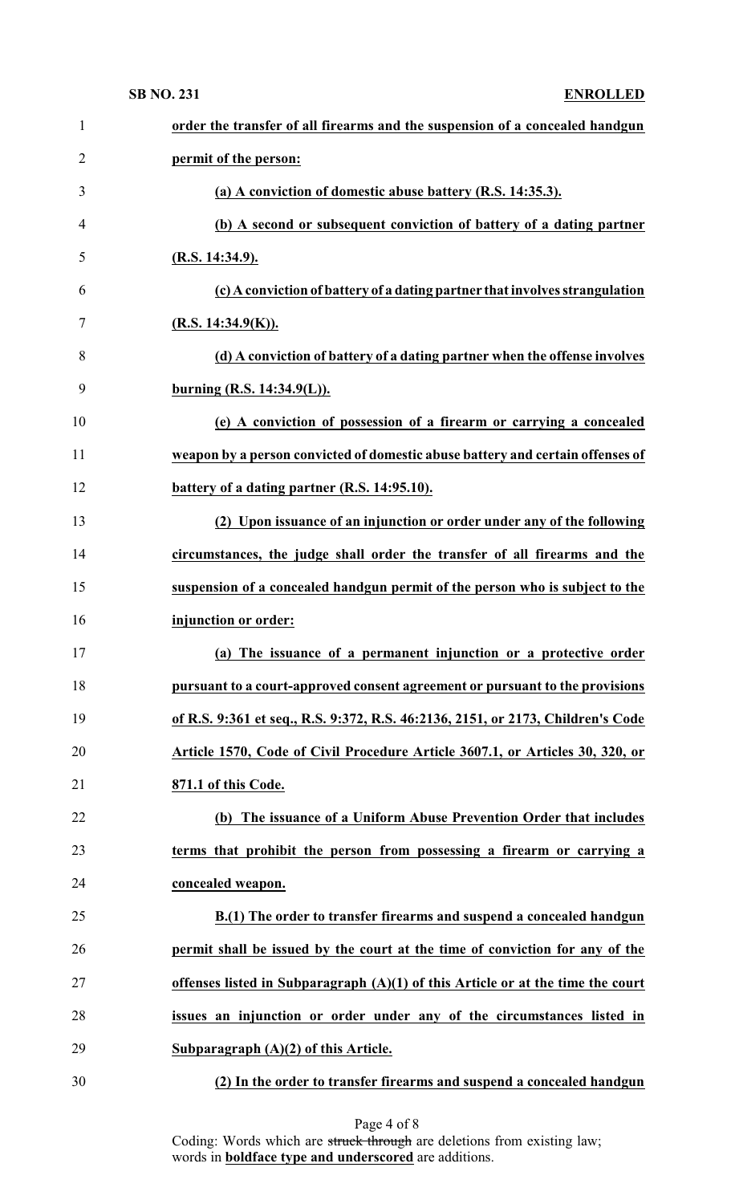**order the transfer of all firearms and the suspension of a concealed handgun permit of the person:**

**(a) A conviction of domestic abuse battery (R.S. 14:35.3).**

**(b) A second or subsequent conviction of battery of a dating partner (R.S. 14:34.9).**

**(c) A conviction of battery of a dating partner that involves strangulation (R.S. 14:34.9(K)).**

**(d) A conviction of battery of a dating partner when the offense involves burning (R.S. 14:34.9(L)).**

**(e) A conviction of possession of a firearm or carrying a concealed weapon by a person convicted of domestic abuse battery and certain offenses of battery of a dating partner (R.S. 14:95.10).**

**(2) Upon issuance of an injunction or order under any of the following circumstances, the judge shall order the transfer of all firearms and the suspension of a concealed handgun permit of the person who is subject to the injunction or order:**

**(a) The issuance of a permanent injunction or a protective order pursuant to a court-approved consent agreement or pursuant to the provisions of R.S. 9:361 et seq., R.S. 9:372, R.S. 46:2136, 2151, or 2173, Children's Code Article 1570, Code of Civil Procedure Article 3607.1, or Articles 30, 320, or 871.1 of this Code.**

**(b) The issuance of a Uniform Abuse Prevention Order that includes terms that prohibit the person from possessing a firearm or carrying a concealed weapon.**

**B.(1) The order to transfer firearms and suspend a concealed handgun permit shall be issued by the court at the time of conviction for any of the offenses listed in Subparagraph (A)(1) of this Article or at the time the court issues an injunction or order under any of the circumstances listed in Subparagraph (A)(2) of this Article.**

**(2) In the order to transfer firearms and suspend a concealed handgun**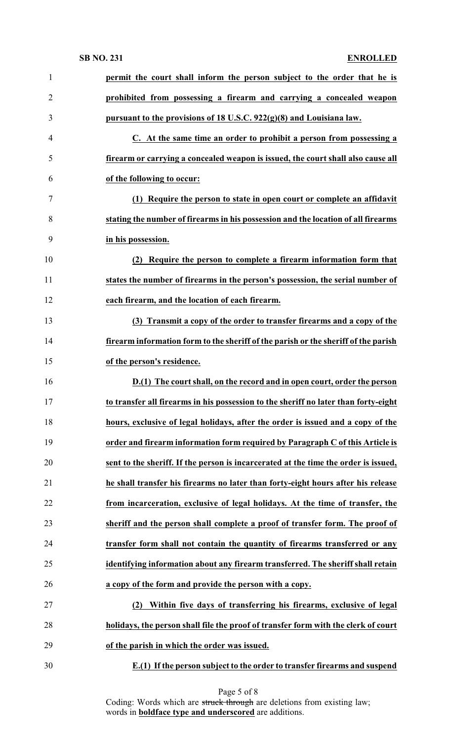**permit the court shall inform the person subject to the order that he is prohibited from possessing a firearm and carrying a concealed weapon pursuant to the provisions of 18 U.S.C. 922(g)(8) and Louisiana law.**

**C. At the same time an order to prohibit a person from possessing a firearm or carrying a concealed weapon is issued, the court shall also cause all of the following to occur:**

**(1) Require the person to state in open court or complete an affidavit stating the number of firearms in his possession and the location of all firearms in his possession.**

**(2) Require the person to complete a firearm information form that states the number of firearms in the person's possession, the serial number of each firearm, and the location of each firearm.**

**(3) Transmit a copy of the order to transfer firearms and a copy of the firearm information form to the sheriff of the parish or the sheriff of the parish of the person's residence.**

**D.(1) The court shall, on the record and in open court, order the person to transfer all firearms in his possession to the sheriff no later than forty-eight hours, exclusive of legal holidays, after the order is issued and a copy of the order and firearm information form required by Paragraph C of this Article is sent to the sheriff. If the person is incarcerated at the time the order is issued, he shall transfer his firearms no later than forty-eight hours after his release from incarceration, exclusive of legal holidays. At the time of transfer, the sheriff and the person shall complete a proof of transfer form. The proof of transfer form shall not contain the quantity of firearms transferred or any identifying information about any firearm transferred. The sheriff shall retain a copy of the form and provide the person with a copy.**

**(2) Within five days of transferring his firearms, exclusive of legal holidays, the person shall file the proof of transfer form with the clerk of court of the parish in which the order was issued.**

**E.(1) If the person subject to the order to transfer firearms and suspend**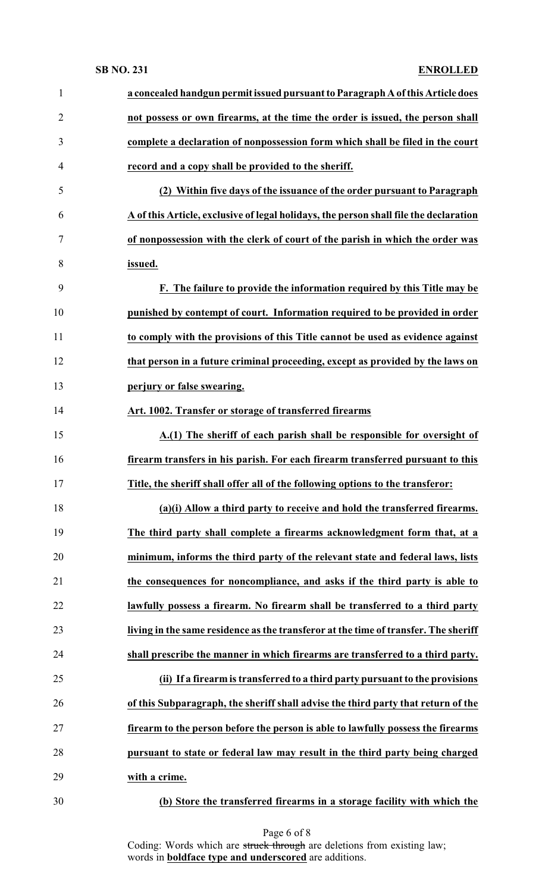**a concealed handgun permit issued pursuant to Paragraph A of this Article does not possess or own firearms, at the time the order is issued, the person shall complete a declaration of nonpossession form which shall be filed in the court record and a copy shall be provided to the sheriff.**

**(2) Within five days of the issuance of the order pursuant to Paragraph A of this Article, exclusive of legal holidays, the person shall file the declaration of nonpossession with the clerk of court of the parish in which the order was issued.**

**F. The failure to provide the information required by this Title may be punished by contempt of court. Information required to be provided in order to comply with the provisions of this Title cannot be used as evidence against that person in a future criminal proceeding, except as provided by the laws on perjury or false swearing.**

**Art. 1002. Transfer or storage of transferred firearms**

**A.(1) The sheriff of each parish shall be responsible for oversight of firearm transfers in his parish. For each firearm transferred pursuant to this Title, the sheriff shall offer all of the following options to the transferor:**

**(a)(i) Allow a third party to receive and hold the transferred firearms. The third party shall complete a firearms acknowledgment form that, at a minimum, informs the third party of the relevant state and federal laws, lists the consequences for noncompliance, and asks if the third party is able to lawfully possess a firearm. No firearm shall be transferred to a third party living in the same residence as the transferor at the time of transfer. The sheriff shall prescribe the manner in which firearms are transferred to a third party.**

**(ii) If a firearm is transferred to a third party pursuant to the provisions of this Subparagraph, the sheriff shall advise the third party that return of the firearm to the person before the person is able to lawfully possess the firearms pursuant to state or federal law may result in the third party being charged with a crime.**

**(b) Store the transferred firearms in a storage facility with which the**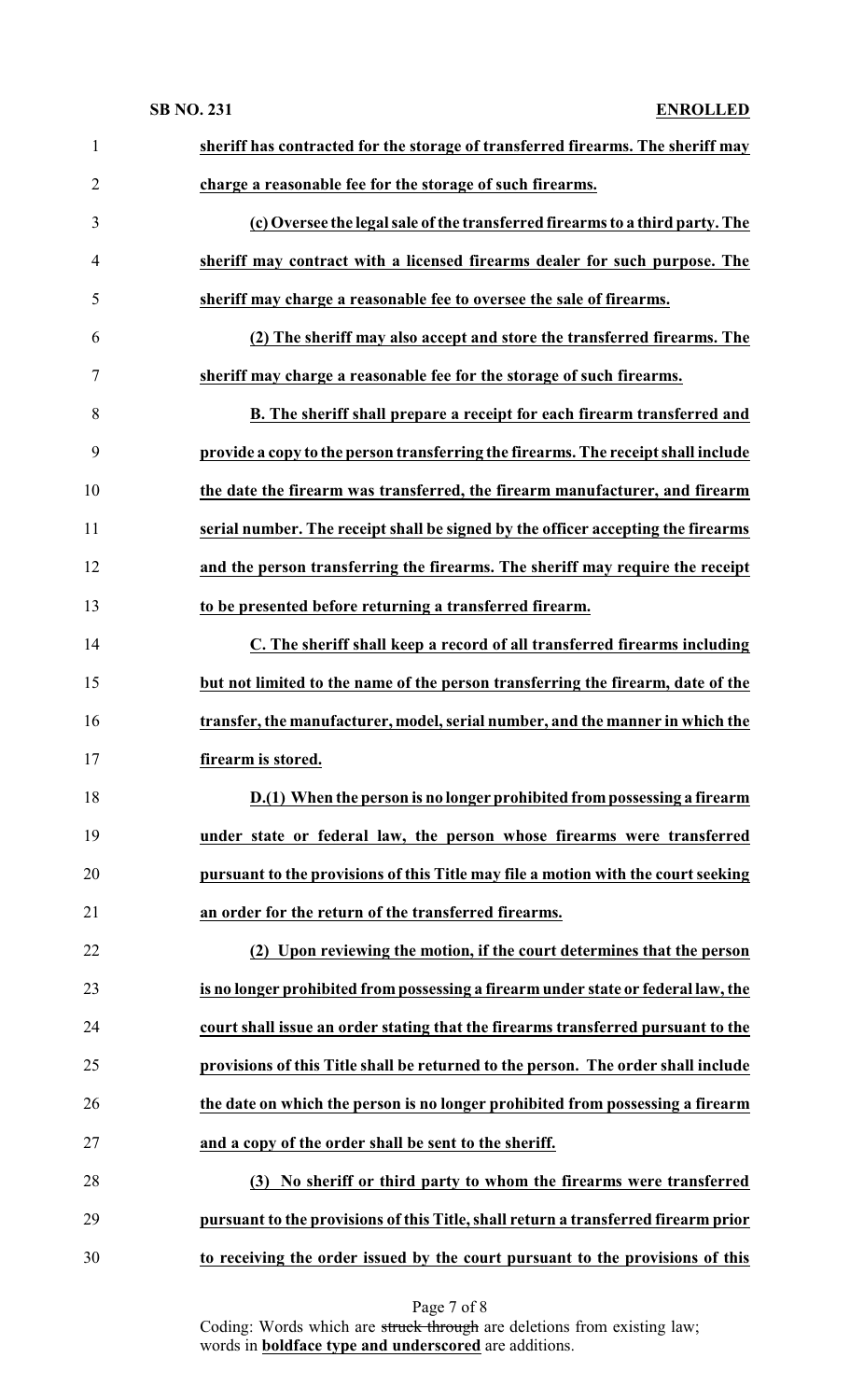**sheriff has contracted for the storage of transferred firearms. The sheriff may charge a reasonable fee for the storage of such firearms.**

**(c) Oversee the legal sale of the transferred firearms to a third party. The sheriff may contract with a licensed firearms dealer for such purpose. The sheriff may charge a reasonable fee to oversee the sale of firearms.**

**(2) The sheriff may also accept and store the transferred firearms. The sheriff may charge a reasonable fee for the storage of such firearms.**

**B. The sheriff shall prepare a receipt for each firearm transferred and provide a copy to the person transferring the firearms. The receipt shall include the date the firearm was transferred, the firearm manufacturer, and firearm serial number. The receipt shall be signed by the officer accepting the firearms and the person transferring the firearms. The sheriff may require the receipt to be presented before returning a transferred firearm.**

**C. The sheriff shall keep a record of all transferred firearms including but not limited to the name of the person transferring the firearm, date of the transfer, the manufacturer, model, serial number, and the manner in which the firearm is stored.**

**D.(1) When the person is no longer prohibited from possessing a firearm under state or federal law, the person whose firearms were transferred pursuant to the provisions of this Title may file a motion with the court seeking an order for the return of the transferred firearms.**

**(2) Upon reviewing the motion, if the court determines that the person is no longer prohibited from possessing a firearm under state or federal law, the court shall issue an order stating that the firearms transferred pursuant to the provisions of this Title shall be returned to the person. The order shall include the date on which the person is no longer prohibited from possessing a firearm and a copy of the order shall be sent to the sheriff.**

**(3) No sheriff or third party to whom the firearms were transferred pursuant to the provisions of this Title, shall return a transferred firearm prior to receiving the order issued by the court pursuant to the provisions of this**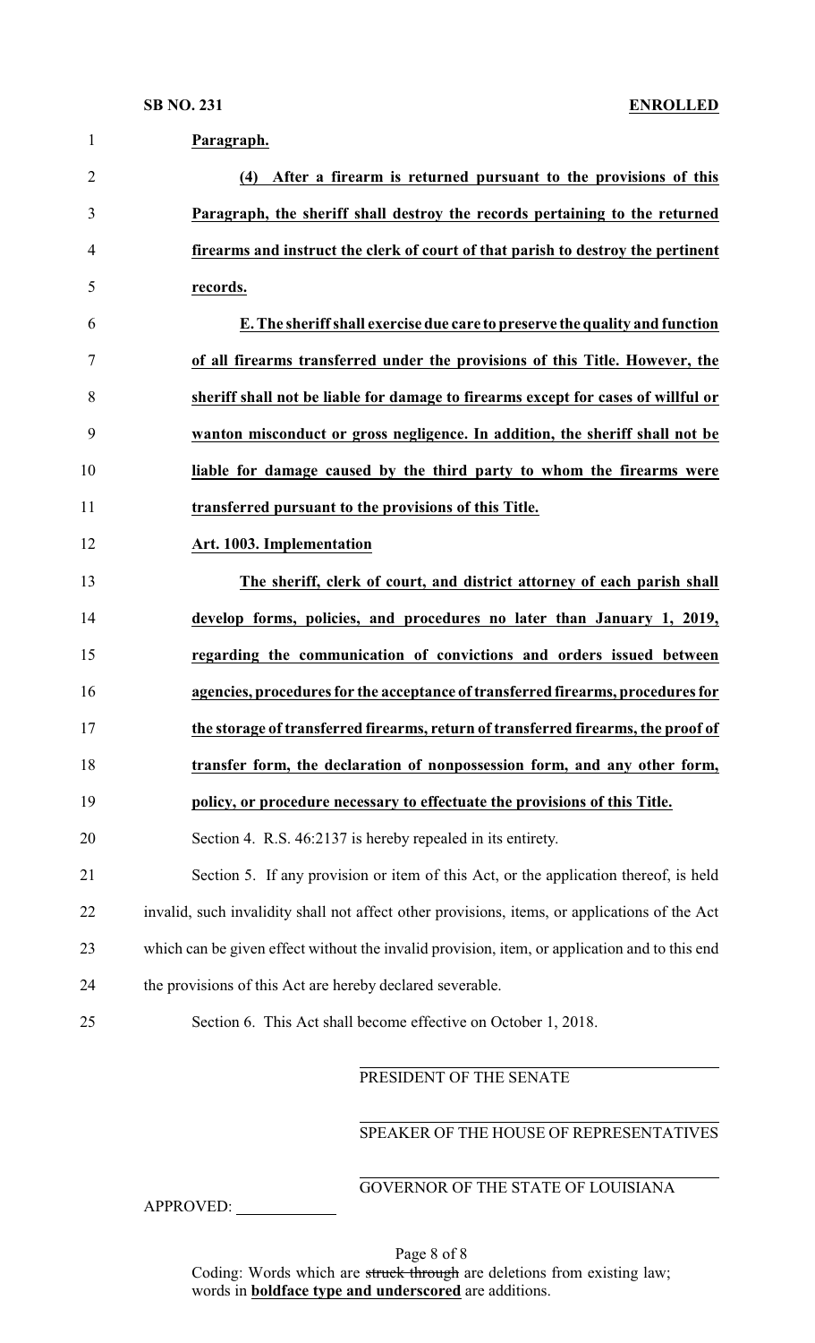**Paragraph.**

**(4) After a firearm is returned pursuant to the provisions of this Paragraph, the sheriff shall destroy the records pertaining to the returned firearms and instruct the clerk of court of that parish to destroy the pertinent records.**

**E. The sheriff shall exercise due care to preserve the quality and function of all firearms transferred under the provisions of this Title. However, the sheriff shall not be liable for damage to firearms except for cases of willful or wanton misconduct or gross negligence. In addition, the sheriff shall not be liable for damage caused by the third party to whom the firearms were transferred pursuant to the provisions of this Title.**

**Art. 1003. Implementation**

**The sheriff, clerk of court, and district attorney of each parish shall develop forms, policies, and procedures no later than January 1, 2019, regarding the communication of convictions and orders issued between agencies, procedures for the acceptance of transferred firearms, procedures for the storage of transferred firearms, return of transferred firearms, the proof of transfer form, the declaration of nonpossession form, and any other form, policy, or procedure necessary to effectuate the provisions of this Title.**

Section 4. R.S. 46:2137 is hereby repealed in its entirety.

Section 5. If any provision or item of this Act, or the application thereof, is held invalid, such invalidity shall not affect other provisions, items, or applications of the Act which can be given effect without the invalid provision, item, or application and to this end the provisions of this Act are hereby declared severable.

Section 6. This Act shall become effective on October 1, 2018.

PRESIDENT OF THE SENATE

SPEAKER OF THE HOUSE OF REPRESENTATIVES

GOVERNOR OF THE STATE OF LOUISIANA

APPROVED: ____________

Coding: Words which are ~~struck through~~ are deletions from existing law; words in **boldface type and underscored** are additions.